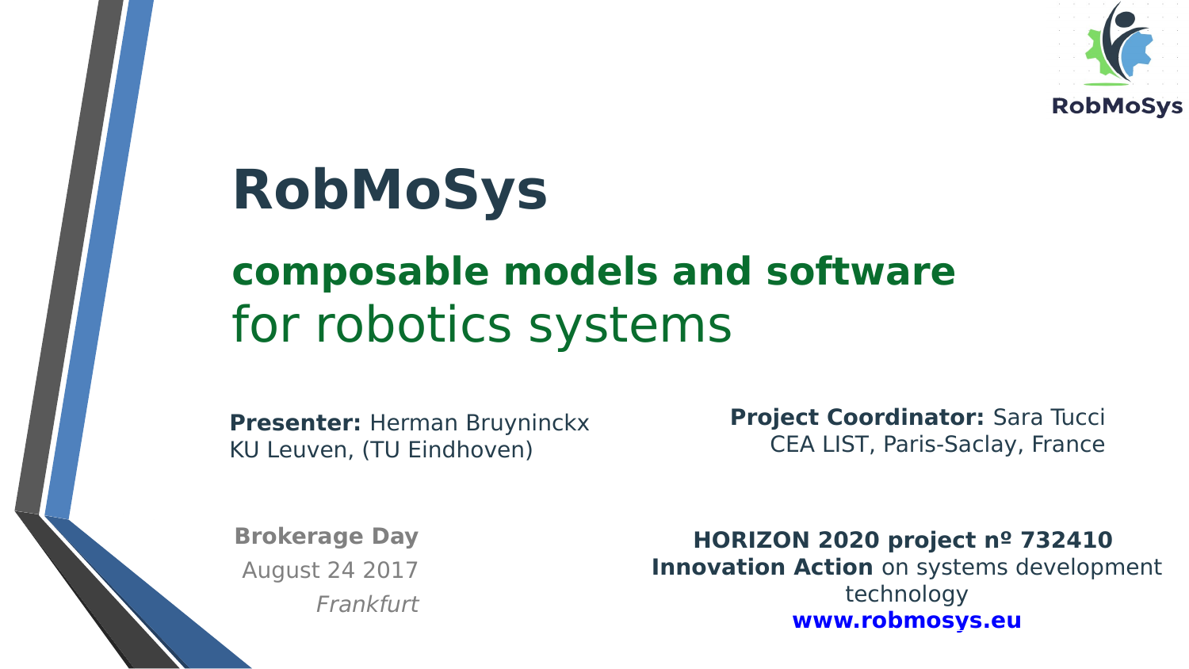# RobMoSys

## **composable models and software**
## for robotics systems

**Presenter:** Herman Bruyninckx
KU Leuven, (TU Eindhoven)

**Project Coordinator:** Sara Tucci
CEA LIST, Paris-Saclay, France

**Brokerage Day**
August 24 2017
*Frankfurt*

**HORIZON 2020 project nº 732410**
**Innovation Action** on systems development technology
**www.robmosys.eu**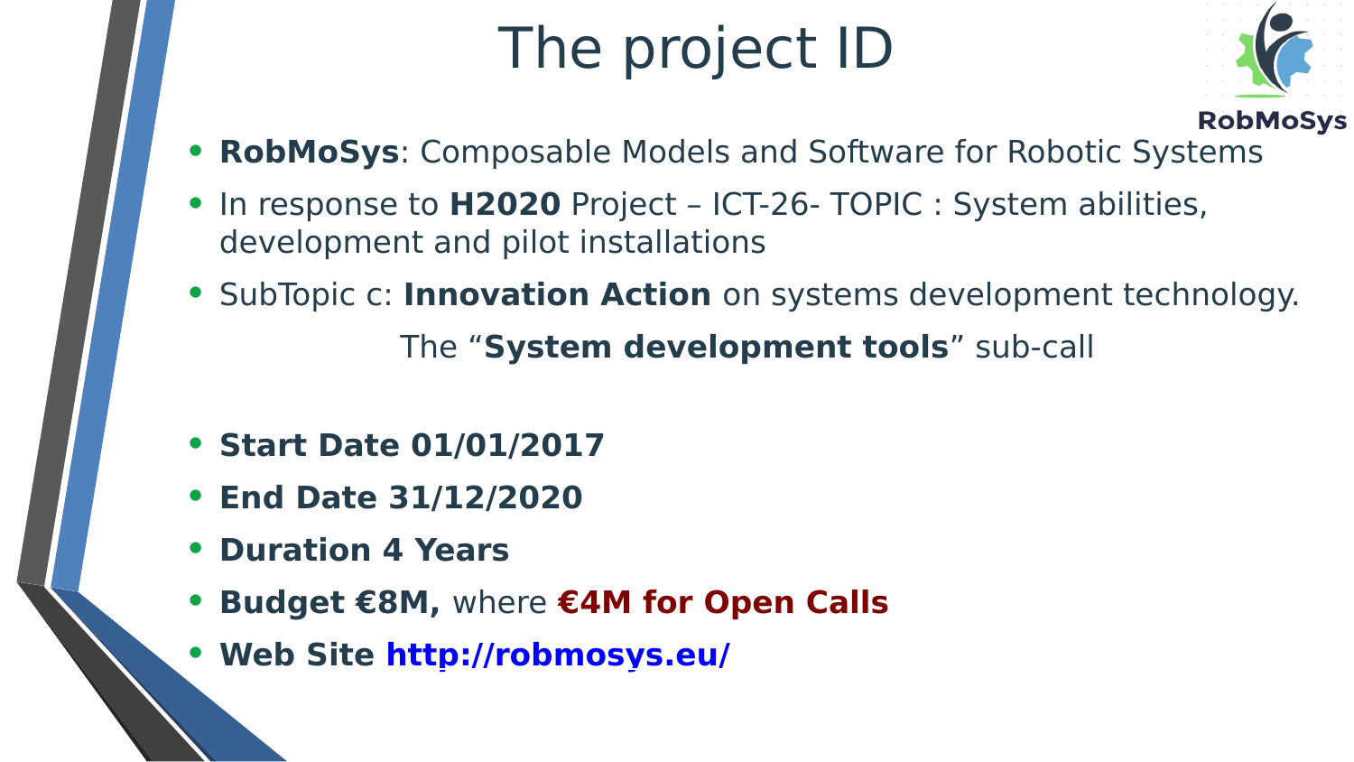# The project ID

- **RobMoSys**: Composable Models and Software for Robotic Systems
- In response to **H2020** Project – ICT-26- TOPIC : System abilities, development and pilot installations
- SubTopic c: **Innovation Action** on systems development technology.

  The “**System development tools**” sub-call

- **Start Date 01/01/2017**
- **End Date 31/12/2020**
- **Duration 4 Years**
- **Budget €8M,** where **€4M for Open Calls**
- **Web Site http://robmosys.eu/**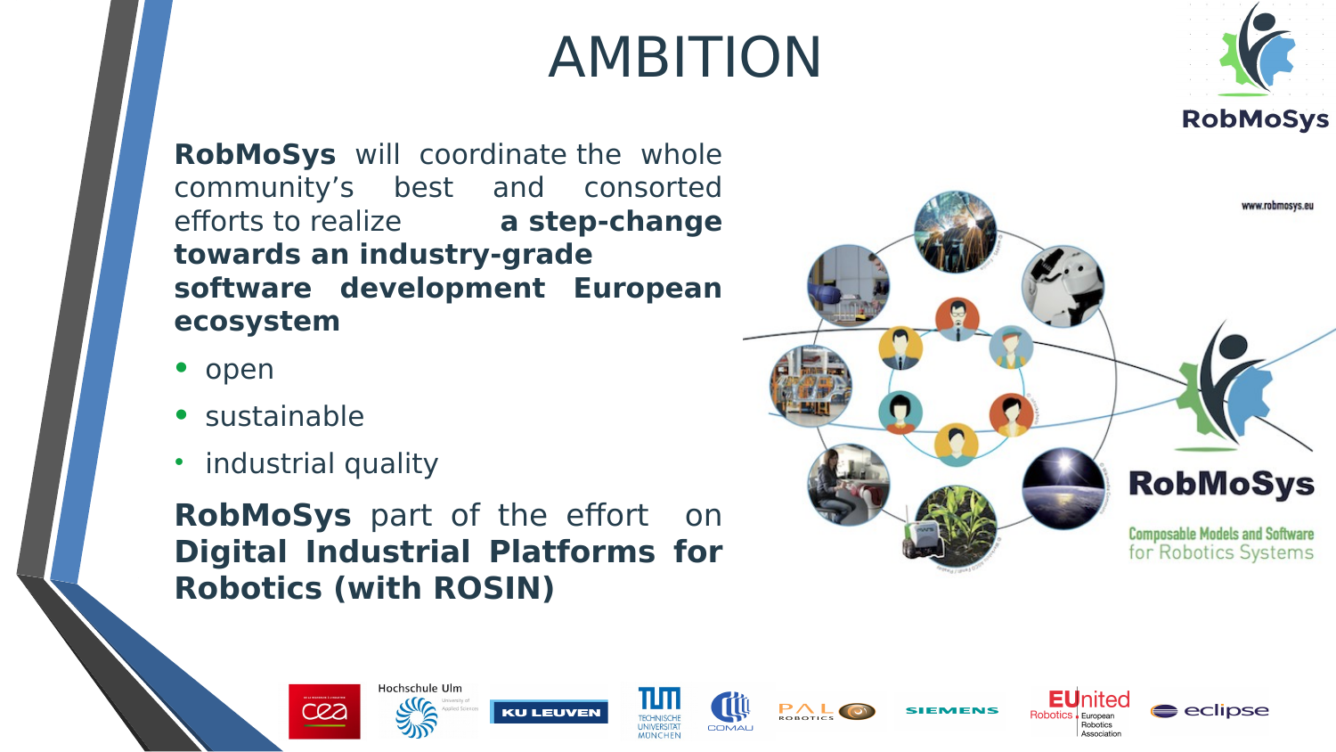# AMBITION

**RobMoSys** will coordinate the whole community's best and consorted efforts to realize **a step-change towards an industry-grade software development European ecosystem**

- open
- sustainable
- industrial quality

**RobMoSys** part of the effort on **Digital Industrial Platforms for Robotics (with ROSIN)**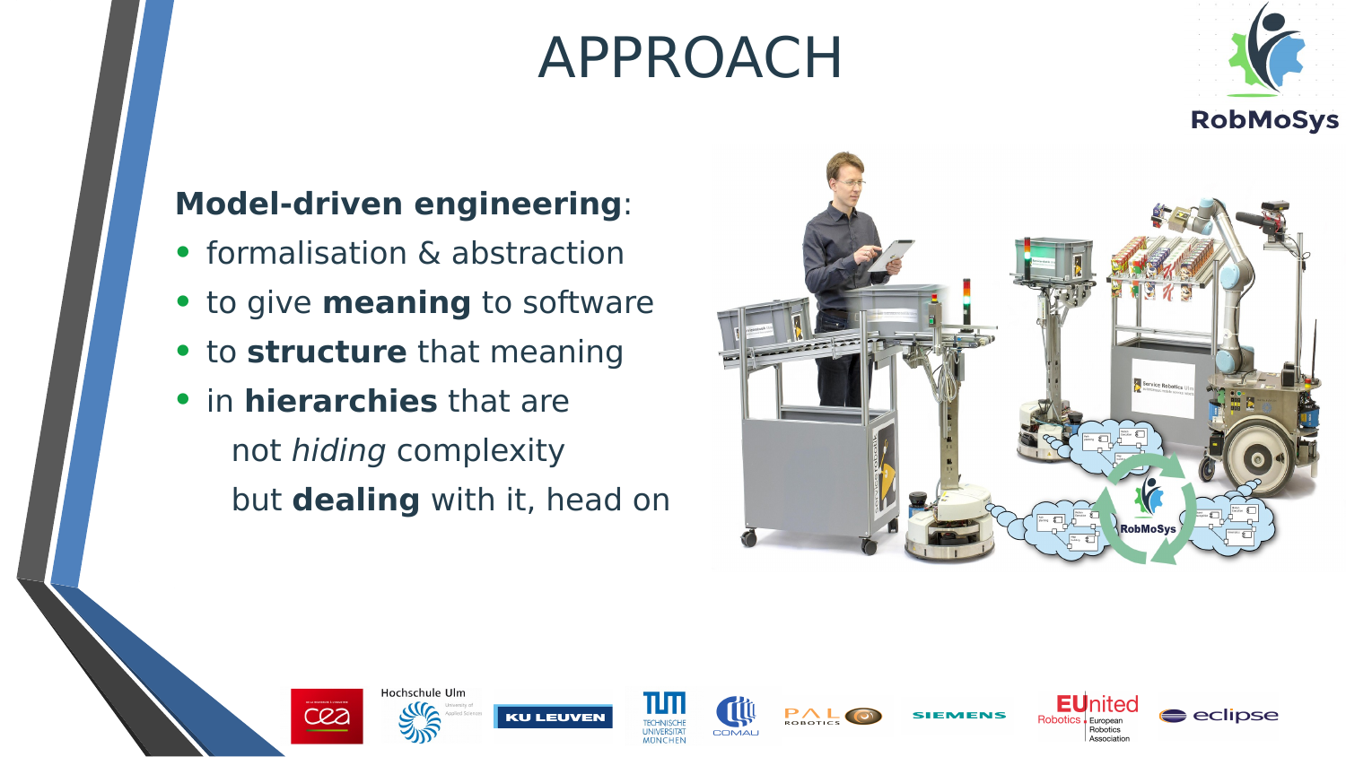# APPROACH

**Model-driven engineering**:

- formalisation & abstraction
- to give **meaning** to software
- to **structure** that meaning
- in **hierarchies** that are
  not *hiding* complexity
  but **dealing** with it, head on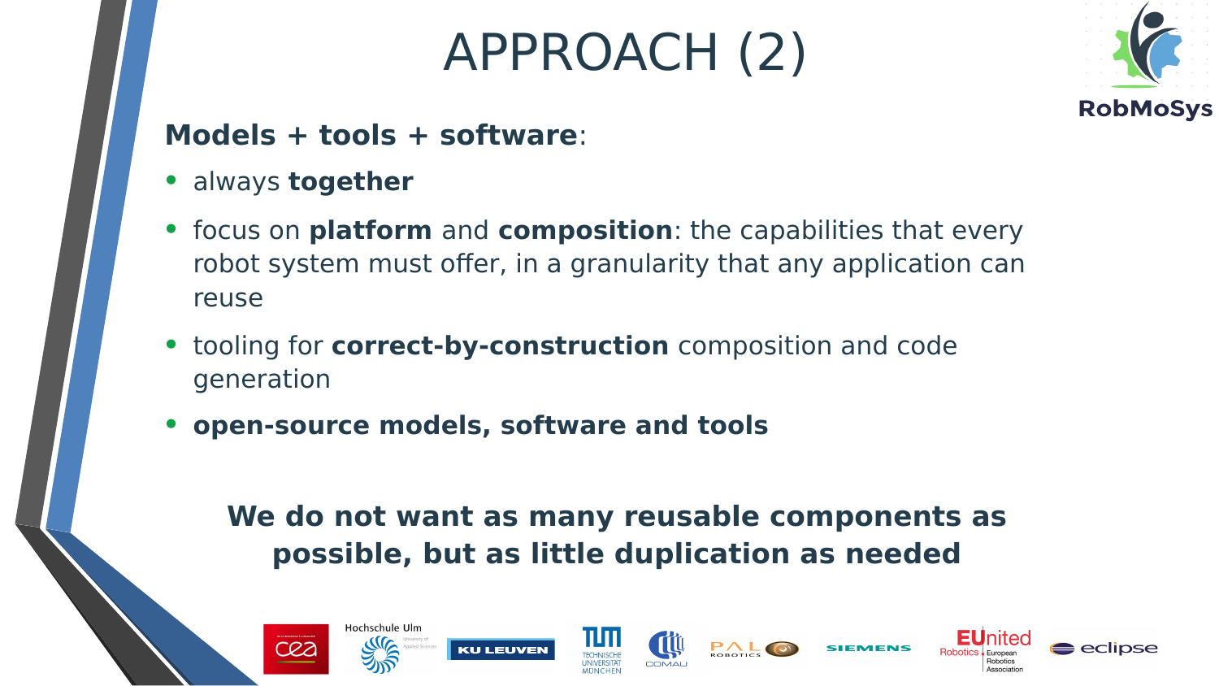# APPROACH (2)

**Models + tools + software**:

- always **together**
- focus on **platform** and **composition**: the capabilities that every robot system must offer, in a granularity that any application can reuse
- tooling for **correct-by-construction** composition and code generation
- **open-source models, software and tools**

**We do not want as many reusable components as possible, but as little duplication as needed**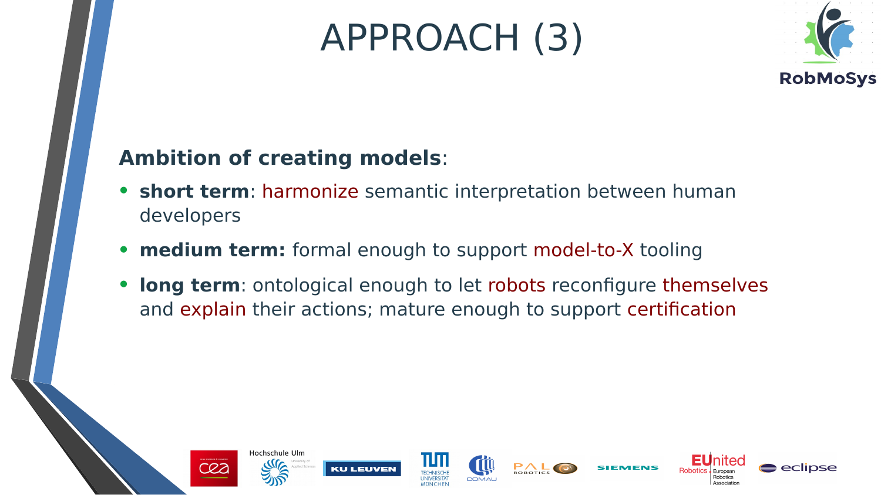# APPROACH (3)

**Ambition of creating models**:

- **short term**: harmonize semantic interpretation between human developers
- **medium term:** formal enough to support model-to-X tooling
- **long term**: ontological enough to let robots reconfigure themselves and explain their actions; mature enough to support certification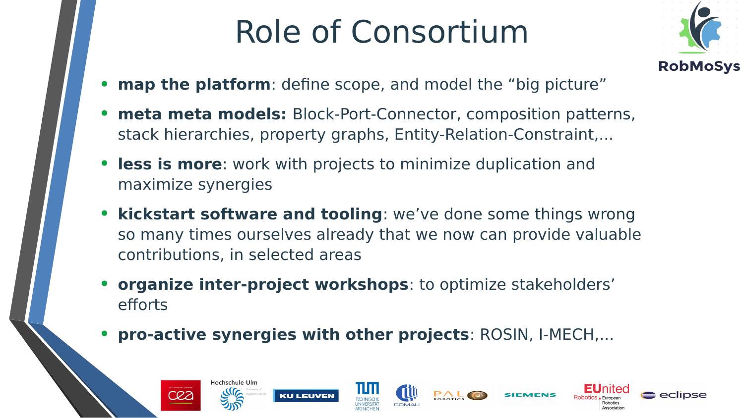# Role of Consortium

- **map the platform**: define scope, and model the “big picture”
- **meta meta models:** Block-Port-Connector, composition patterns, stack hierarchies, property graphs, Entity-Relation-Constraint,...
- **less is more**: work with projects to minimize duplication and maximize synergies
- **kickstart software and tooling**: we’ve done some things wrong so many times ourselves already that we now can provide valuable contributions, in selected areas
- **organize inter-project workshops**: to optimize stakeholders’ efforts
- **pro-active synergies with other projects**: ROSIN, I-MECH,...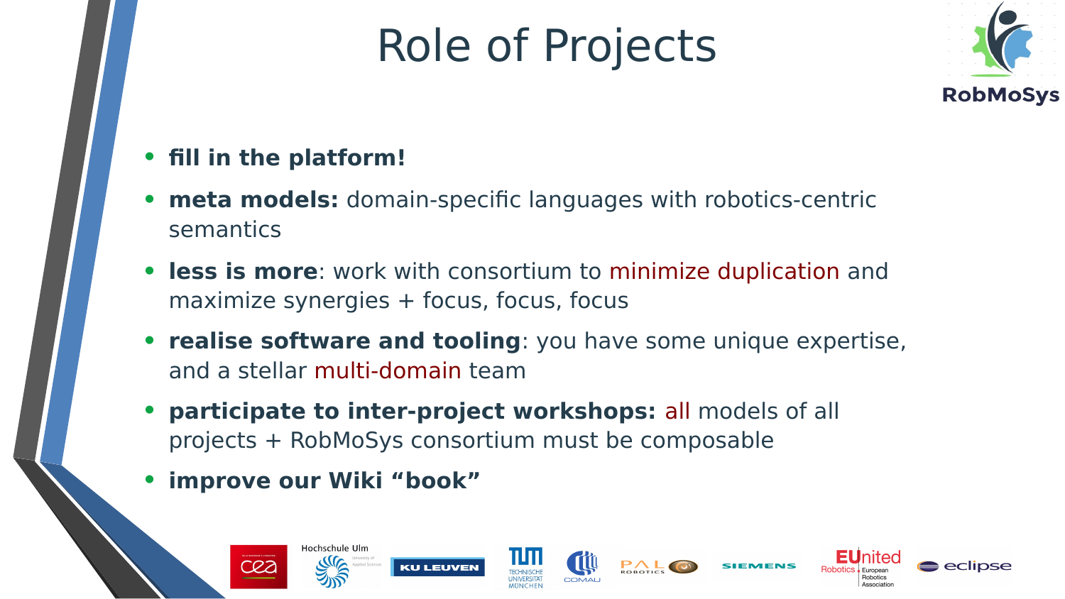# Role of Projects

- **fill in the platform!**
- **meta models:** domain-specific languages with robotics-centric semantics
- **less is more**: work with consortium to minimize duplication and maximize synergies + focus, focus, focus
- **realise software and tooling**: you have some unique expertise, and a stellar multi-domain team
- **participate to inter-project workshops:** all models of all projects + RobMoSys consortium must be composable
- **improve our Wiki "book"**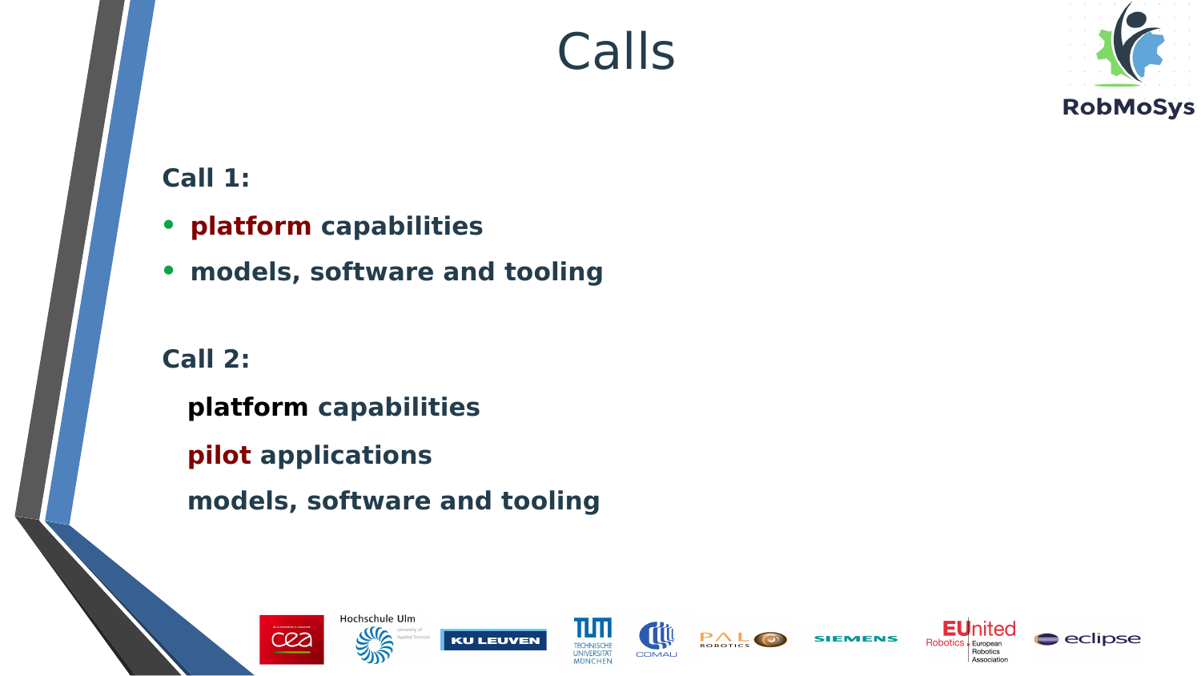# Calls

**Call 1:**

- **platform capabilities**
- **models, software and tooling**

**Call 2:**

**platform capabilities**

**pilot applications**

**models, software and tooling**